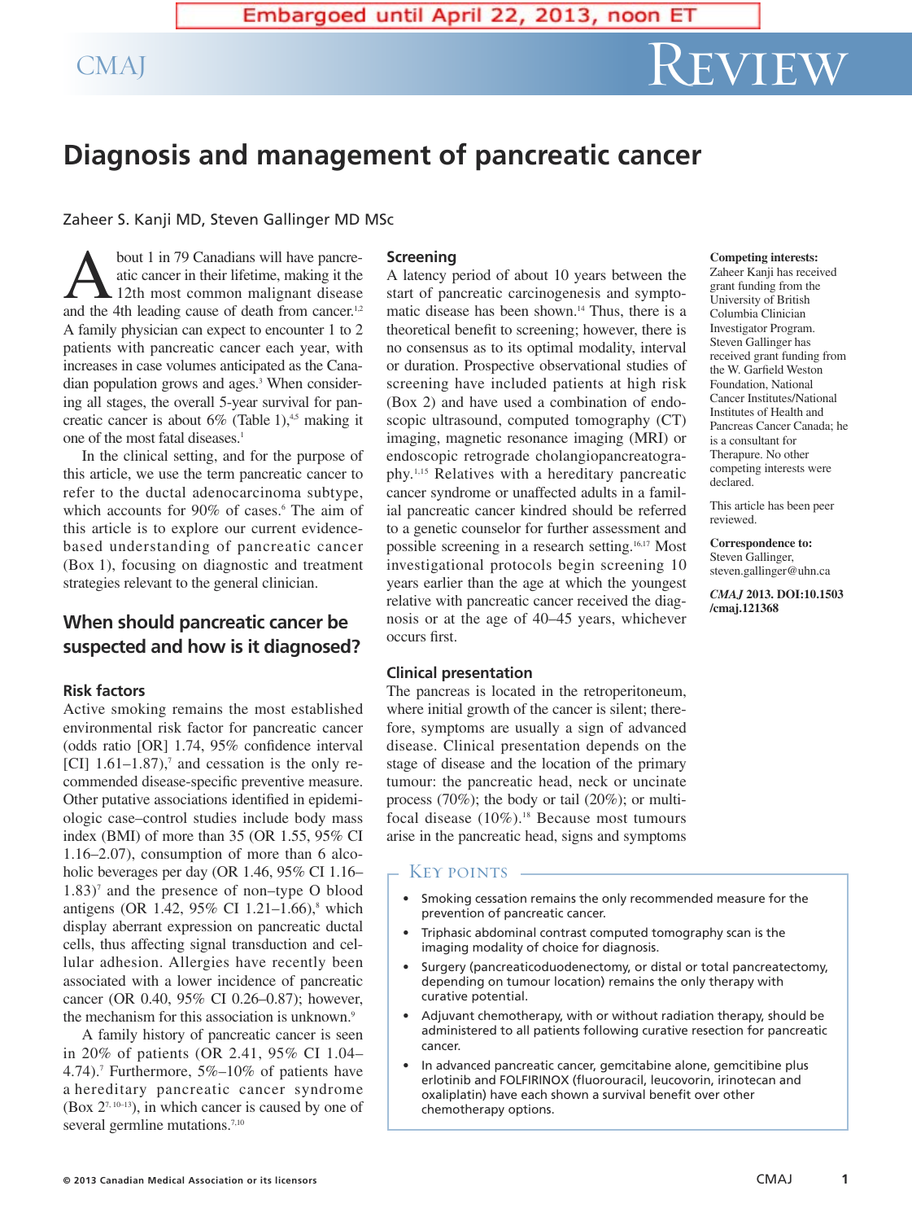Embargoed until April 22, 2013, noon ET

# Diagnosis and management of pancreatic cancer

Zaheer S. Kanji MD, Steven Gallinger MD MSc

About 1 in 79 Canadians will have pancreatic cancer in their lifetime, making it the 12th most common malignant disease and the 4th leading cause of death from cancer.[1,2] A family physician can expect to encounter 1 to 2 patients with pancreatic cancer each year, with increases in case volumes anticipated as the Canadian population grows and ages.[3] When considering all stages, the overall 5-year survival for pancreatic cancer is about 6% (Table 1),[4,5] making it one of the most fatal diseases.[1]

In the clinical setting, and for the purpose of this article, we use the term pancreatic cancer to refer to the ductal adenocarcinoma subtype, which accounts for 90% of cases.[6] The aim of this article is to explore our current evidence-based understanding of pancreatic cancer (Box 1), focusing on diagnostic and treatment strategies relevant to the general clinician.

## When should pancreatic cancer be suspected and how is it diagnosed?

### Risk factors

Active smoking remains the most established environmental risk factor for pancreatic cancer (odds ratio [OR] 1.74, 95% confidence interval [CI] 1.61–1.87),[7] and cessation is the only recommended disease-specific preventive measure. Other putative associations identified in epidemiologic case–control studies include body mass index (BMI) of more than 35 (OR 1.55, 95% CI 1.16–2.07), consumption of more than 6 alcoholic beverages per day (OR 1.46, 95% CI 1.16–1.83)[7] and the presence of non–type O blood antigens (OR 1.42, 95% CI 1.21–1.66),[8] which display aberrant expression on pancreatic ductal cells, thus affecting signal transduction and cellular adhesion. Allergies have recently been associated with a lower incidence of pancreatic cancer (OR 0.40, 95% CI 0.26–0.87); however, the mechanism for this association is unknown.[9]

A family history of pancreatic cancer is seen in 20% of patients (OR 2.41, 95% CI 1.04–4.74).[7] Furthermore, 5%–10% of patients have a hereditary pancreatic cancer syndrome (Box 2[7,10–13]), in which cancer is caused by one of several germline mutations.[7,10]

### Screening

A latency period of about 10 years between the start of pancreatic carcinogenesis and symptomatic disease has been shown.[14] Thus, there is a theoretical benefit to screening; however, there is no consensus as to its optimal modality, interval or duration. Prospective observational studies of screening have included patients at high risk (Box 2) and have used a combination of endoscopic ultrasound, computed tomography (CT) imaging, magnetic resonance imaging (MRI) or endoscopic retrograde cholangiopancreatography.[1,15] Relatives with a hereditary pancreatic cancer syndrome or unaffected adults in a familial pancreatic cancer kindred should be referred to a genetic counselor for further assessment and possible screening in a research setting.[16,17] Most investigational protocols begin screening 10 years earlier than the age at which the youngest relative with pancreatic cancer received the diagnosis or at the age of 40–45 years, whichever occurs first.

### Clinical presentation

The pancreas is located in the retroperitoneum, where initial growth of the cancer is silent; therefore, symptoms are usually a sign of advanced disease. Clinical presentation depends on the stage of disease and the location of the primary tumour: the pancreatic head, neck or uncinate process (70%); the body or tail (20%); or multifocal disease (10%).[18] Because most tumours arise in the pancreatic head, signs and symptoms

**Key points**

- Smoking cessation remains the only recommended measure for the prevention of pancreatic cancer.
- Triphasic abdominal contrast computed tomography scan is the imaging modality of choice for diagnosis.
- Surgery (pancreaticoduodenectomy, or distal or total pancreatectomy, depending on tumour location) remains the only therapy with curative potential.
- Adjuvant chemotherapy, with or without radiation therapy, should be administered to all patients following curative resection for pancreatic cancer.
- In advanced pancreatic cancer, gemcitabine alone, gemcitibine plus erlotinib and FOLFIRINOX (fluorouracil, leucovorin, irinotecan and oxaliplatin) have each shown a survival benefit over other chemotherapy options.

**Competing interests:** Zaheer Kanji has received grant funding from the University of British Columbia Clinician Investigator Program. Steven Gallinger has received grant funding from the W. Garfield Weston Foundation, National Cancer Institutes/National Institutes of Health and Pancreas Cancer Canada; he is a consultant for Therapure. No other competing interests were declared.

This article has been peer reviewed.

**Correspondence to:** Steven Gallinger, steven.gallinger@uhn.ca

***CMAJ* 2013. DOI:10.1503/cmaj.121368**

© 2013 Canadian Medical Association or its licensors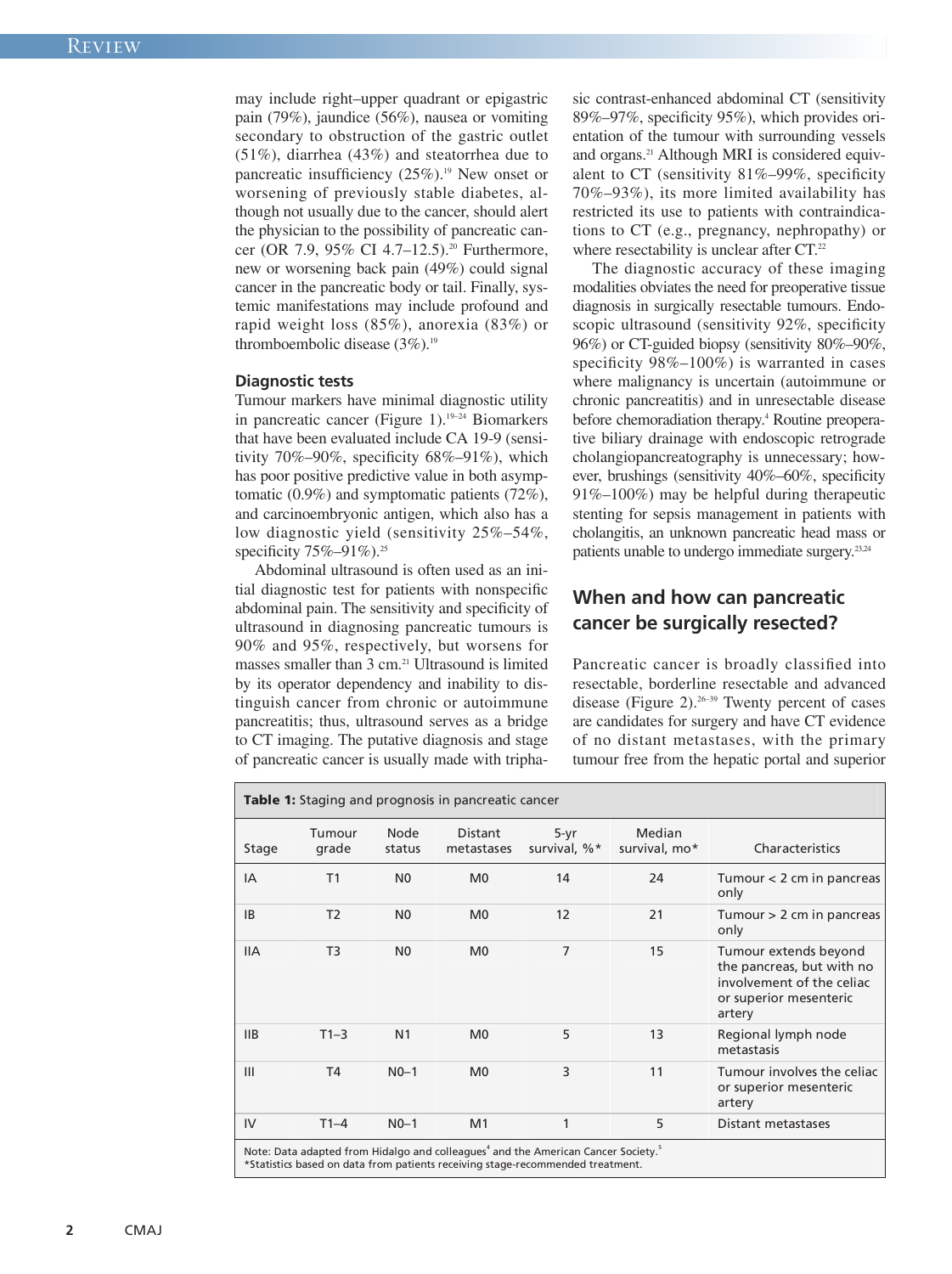may include right–upper quadrant or epigastric pain (79%), jaundice (56%), nausea or vomiting secondary to obstruction of the gastric outlet (51%), diarrhea (43%) and steatorrhea due to pancreatic insufficiency (25%).[19] New onset or worsening of previously stable diabetes, although not usually due to the cancer, should alert the physician to the possibility of pancreatic cancer (OR 7.9, 95% CI 4.7–12.5).[20] Furthermore, new or worsening back pain (49%) could signal cancer in the pancreatic body or tail. Finally, systemic manifestations may include profound and rapid weight loss (85%), anorexia (83%) or thromboembolic disease (3%).[19]

### Diagnostic tests

Tumour markers have minimal diagnostic utility in pancreatic cancer (Figure 1).[19–24] Biomarkers that have been evaluated include CA 19-9 (sensitivity 70%–90%, specificity 68%–91%), which has poor positive predictive value in both asymptomatic (0.9%) and symptomatic patients (72%), and carcinoembryonic antigen, which also has a low diagnostic yield (sensitivity 25%–54%, specificity 75%–91%).[25]

Abdominal ultrasound is often used as an initial diagnostic test for patients with nonspecific abdominal pain. The sensitivity and specificity of ultrasound in diagnosing pancreatic tumours is 90% and 95%, respectively, but worsens for masses smaller than 3 cm.[21] Ultrasound is limited by its operator dependency and inability to distinguish cancer from chronic or autoimmune pancreatitis; thus, ultrasound serves as a bridge to CT imaging. The putative diagnosis and stage of pancreatic cancer is usually made with triphasic contrast-enhanced abdominal CT (sensitivity 89%–97%, specificity 95%), which provides orientation of the tumour with surrounding vessels and organs.[21] Although MRI is considered equivalent to CT (sensitivity 81%–99%, specificity 70%–93%), its more limited availability has restricted its use to patients with contraindications to CT (e.g., pregnancy, nephropathy) or where resectability is unclear after CT.[22]

The diagnostic accuracy of these imaging modalities obviates the need for preoperative tissue diagnosis in surgically resectable tumours. Endoscopic ultrasound (sensitivity 92%, specificity 96%) or CT-guided biopsy (sensitivity 80%–90%, specificity 98%–100%) is warranted in cases where malignancy is uncertain (autoimmune or chronic pancreatitis) and in unresectable disease before chemoradiation therapy.[4] Routine preoperative biliary drainage with endoscopic retrograde cholangiopancreatography is unnecessary; however, brushings (sensitivity 40%–60%, specificity 91%–100%) may be helpful during therapeutic stenting for sepsis management in patients with cholangitis, an unknown pancreatic head mass or patients unable to undergo immediate surgery.[23,24]

## When and how can pancreatic cancer be surgically resected?

Pancreatic cancer is broadly classified into resectable, borderline resectable and advanced disease (Figure 2).[26–39] Twenty percent of cases are candidates for surgery and have CT evidence of no distant metastases, with the primary tumour free from the hepatic portal and superior

**Table 1:** Staging and prognosis in pancreatic cancer

| Stage | Tumour grade | Node status | Distant metastases | 5-yr survival, %* | Median survival, mo* | Characteristics |
|---|---|---|---|---|---|---|
| IA | T1 | N0 | M0 | 14 | 24 | Tumour < 2 cm in pancreas only |
| IB | T2 | N0 | M0 | 12 | 21 | Tumour > 2 cm in pancreas only |
| IIA | T3 | N0 | M0 | 7 | 15 | Tumour extends beyond the pancreas, but with no involvement of the celiac or superior mesenteric artery |
| IIB | T1–3 | N1 | M0 | 5 | 13 | Regional lymph node metastasis |
| III | T4 | N0–1 | M0 | 3 | 11 | Tumour involves the celiac or superior mesenteric artery |
| IV | T1–4 | N0–1 | M1 | 1 | 5 | Distant metastases |

Note: Data adapted from Hidalgo and colleagues[4] and the American Cancer Society.[5]
*Statistics based on data from patients receiving stage-recommended treatment.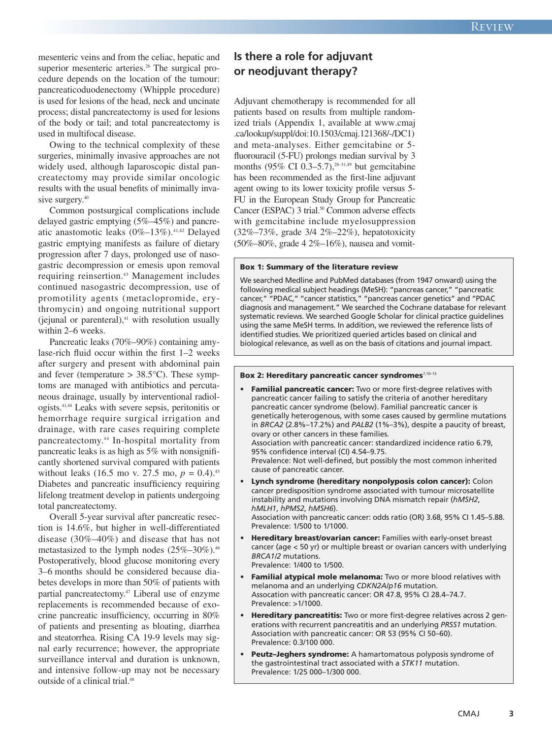mesenteric veins and from the celiac, hepatic and superior mesenteric arteries.[26] The surgical procedure depends on the location of the tumour: pancreaticoduodenectomy (Whipple procedure) is used for lesions of the head, neck and uncinate process; distal pancreatectomy is used for lesions of the body or tail; and total pancreatectomy is used in multifocal disease.

Owing to the technical complexity of these surgeries, minimally invasive approaches are not widely used, although laparoscopic distal pancreatectomy may provide similar oncologic results with the usual benefits of minimally invasive surgery.[40]

Common postsurgical complications include delayed gastric emptying (5%–45%) and pancreatic anastomotic leaks (0%–13%).[41,42] Delayed gastric emptying manifests as failure of dietary progression after 7 days, prolonged use of nasogastric decompression or emesis upon removal requiring reinsertion.[43] Management includes continued nasogastric decompression, use of promotility agents (metaclopramide, erythromycin) and ongoing nutritional support (jejunal or parenteral),[41] with resolution usually within 2–6 weeks.

Pancreatic leaks (70%–90%) containing amylase-rich fluid occur within the first 1–2 weeks after surgery and present with abdominal pain and fever (temperature > 38.5°C). These symptoms are managed with antibiotics and percutaneous drainage, usually by interventional radiologists.[41,44] Leaks with severe sepsis, peritonitis or hemorrhage require surgical irrigation and drainage, with rare cases requiring complete pancreatectomy.[44] In-hospital mortality from pancreatic leaks is as high as 5% with nonsignificantly shortened survival compared with patients without leaks (16.5 mo v. 27.5 mo, $p = 0.4$).[45] Diabetes and pancreatic insufficiency requiring lifelong treatment develop in patients undergoing total pancreatectomy.

Overall 5-year survival after pancreatic resection is 14.6%, but higher in well-differentiated disease (30%–40%) and disease that has not metastasized to the lymph nodes (25%–30%).[46] Postoperatively, blood glucose monitoring every 3–6 months should be considered because diabetes develops in more than 50% of patients with partial pancreatectomy.[47] Liberal use of enzyme replacements is recommended because of exocrine pancreatic insufficiency, occurring in 80% of patients and presenting as bloating, diarrhea and steatorrhea. Rising CA 19-9 levels may signal early recurrence; however, the appropriate surveillance interval and duration is unknown, and intensive follow-up may not be necessary outside of a clinical trial.[48]

## Is there a role for adjuvant or neodjuvant therapy?

Adjuvant chemotherapy is recommended for all patients based on results from multiple randomized trials (Appendix 1, available at www.cmaj.ca/lookup/suppl/doi:10.1503/cmaj.121368/-/DC1) and meta-analyses. Either gemcitabine or 5-fluorouracil (5-FU) prolongs median survival by 3 months (95% CI 0.3–5.7),[28–31,49] but gemcitabine has been recommended as the first-line adjuvant agent owing to its lower toxicity profile versus 5-FU in the European Study Group for Pancreatic Cancer (ESPAC) 3 trial.[50] Common adverse effects with gemcitabine include myelosuppression (32%–73%, grade 3/4 2%–22%), hepatotoxicity (50%–80%, grade 4 2%–16%), nausea and vomit-

**Box 1: Summary of the literature review**

We searched Medline and PubMed databases (from 1947 onward) using the following medical subject headings (MeSH): "pancreas cancer," "pancreatic cancer," "PDAC," "cancer statistics," "pancreas cancer genetics" and "PDAC diagnosis and management." We searched the Cochrane database for relevant systematic reviews. We searched Google Scholar for clinical practice guidelines using the same MeSH terms. In addition, we reviewed the reference lists of identified studies. We prioritized queried articles based on clinical and biological relevance, as well as on the basis of citations and journal impact.

**Box 2: Hereditary pancreatic cancer syndromes[7,10–13]**

- **Familial pancreatic cancer:** Two or more first-degree relatives with pancreatic cancer failing to satisfy the criteria of another hereditary pancreatic cancer syndrome (below). Familial pancreatic cancer is genetically heterogenous, with some cases caused by germline mutations in *BRCA2* (2.8%–17.2%) and *PALB2* (1%–3%), despite a paucity of breast, ovary or other cancers in these families.
  Association with pancreatic cancer: standardized incidence ratio 6.79, 95% confidence interval (CI) 4.54–9.75.
  Prevalence: Not well-defined, but possibly the most common inherited cause of pancreatic cancer.
- **Lynch syndrome (hereditary nonpolyposis colon cancer):** Colon cancer predisposition syndrome associated with tumour microsatellite instability and mutations involving DNA mismatch repair (*hMSH2*, *hMLH1*, *hPMS2*, *hMSH6*).
  Association with pancreatic cancer: odds ratio (OR) 3.68, 95% CI 1.45–5.88.
  Prevalence: 1/500 to 1/1000.
- **Hereditary breast/ovarian cancer:** Families with early-onset breast cancer (age < 50 yr) or multiple breast or ovarian cancers with underlying *BRCA1/2* mutations.
  Prevalence: 1/400 to 1/500.
- **Familial atypical mole melanoma:** Two or more blood relatives with melanoma and an underlying *CDKN2A/p16* mutation.
  Assocation with pancreatic cancer: OR 47.8, 95% CI 28.4–74.7.
  Prevalence: >1/1000.
- **Hereditary pancreatitis:** Two or more first-degree relatives across 2 generations with recurrent pancreatitis and an underlying *PRSS1* mutation.
  Association with pancreatic cancer: OR 53 (95% CI 50–60).
  Prevalence: 0.3/100 000.
- **Peutz–Jeghers syndrome:** A hamartomatous polyposis syndrome of the gastrointestinal tract associated with a *STK11* mutation.
  Prevalence: 1/25 000–1/300 000.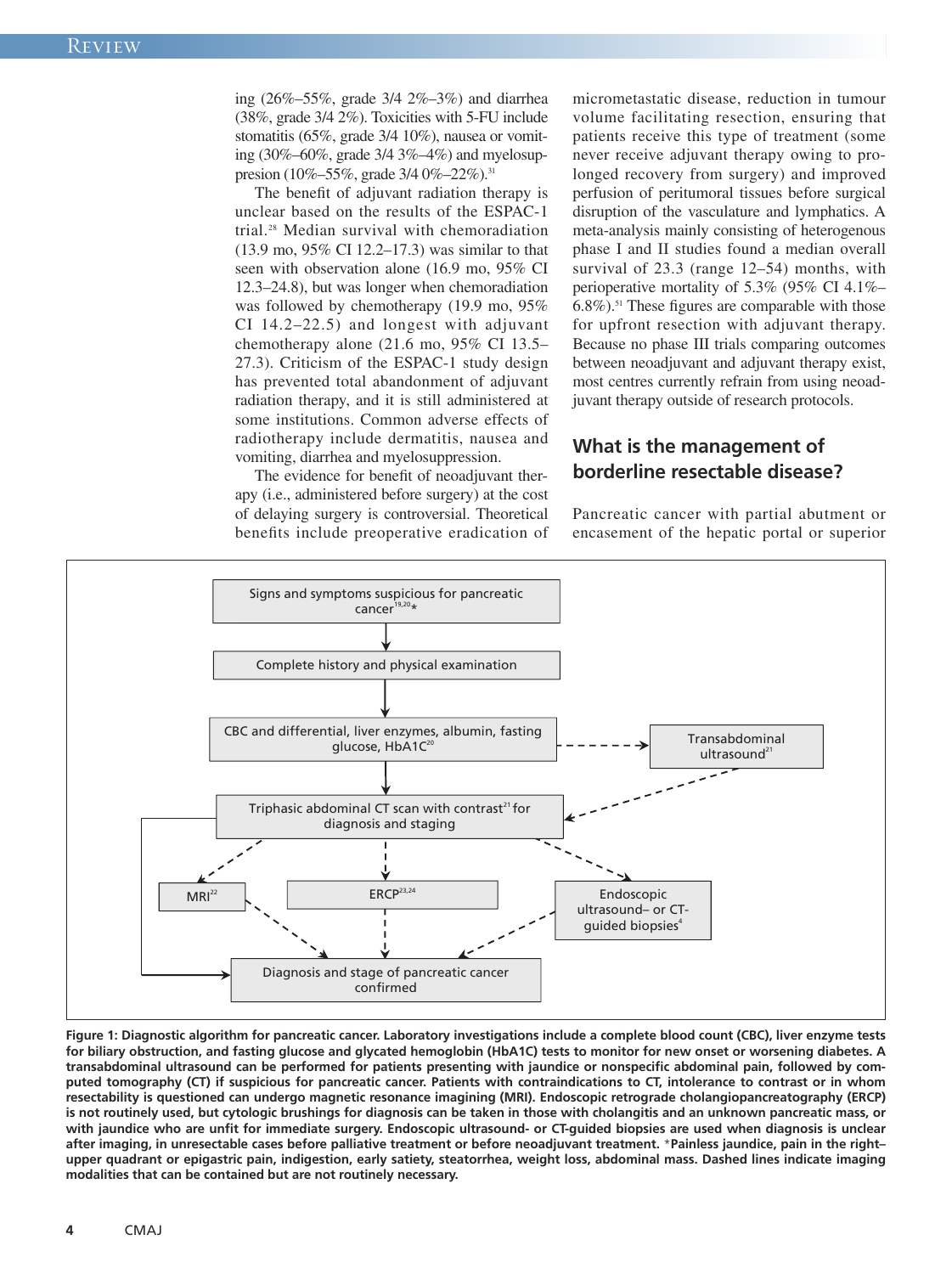ing (26%–55%, grade 3/4 2%–3%) and diarrhea (38%, grade 3/4 2%). Toxicities with 5-FU include stomatitis (65%, grade 3/4 10%), nausea or vomiting (30%–60%, grade 3/4 3%–4%) and myelosuppresion (10%–55%, grade 3/4 0%–22%).[31]

The benefit of adjuvant radiation therapy is unclear based on the results of the ESPAC-1 trial.[28] Median survival with chemoradiation (13.9 mo, 95% CI 12.2–17.3) was similar to that seen with observation alone (16.9 mo, 95% CI 12.3–24.8), but was longer when chemoradiation was followed by chemotherapy (19.9 mo, 95% CI 14.2–22.5) and longest with adjuvant chemotherapy alone (21.6 mo, 95% CI 13.5–27.3). Criticism of the ESPAC-1 study design has prevented total abandonment of adjuvant radiation therapy, and it is still administered at some institutions. Common adverse effects of radiotherapy include dermatitis, nausea and vomiting, diarrhea and myelosuppression.

The evidence for benefit of neoadjuvant therapy (i.e., administered before surgery) at the cost of delaying surgery is controversial. Theoretical benefits include preoperative eradication of micrometastatic disease, reduction in tumour volume facilitating resection, ensuring that patients receive this type of treatment (some never receive adjuvant therapy owing to prolonged recovery from surgery) and improved perfusion of peritumoral tissues before surgical disruption of the vasculature and lymphatics. A meta-analysis mainly consisting of heterogenous phase I and II studies found a median overall survival of 23.3 (range 12–54) months, with perioperative mortality of 5.3% (95% CI 4.1%–6.8%).[51] These figures are comparable with those for upfront resection with adjuvant therapy. Because no phase III trials comparing outcomes between neoadjuvant and adjuvant therapy exist, most centres currently refrain from using neoadjuvant therapy outside of research protocols.

## What is the management of borderline resectable disease?

Pancreatic cancer with partial abutment or encasement of the hepatic portal or superior

Signs and symptoms suspicious for pancreatic cancer[19,20]*
→ Complete history and physical examination
→ CBC and differential, liver enzymes, albumin, fasting glucose, HbA1C[20] (- - → Transabdominal ultrasound[21])
→ Triphasic abdominal CT scan with contrast[21] for diagnosis and staging
→ MRI[22] / ERCP[23,24] / Endoscopic ultrasound– or CT-guided biopsies[4]
→ Diagnosis and stage of pancreatic cancer confirmed

**Figure 1: Diagnostic algorithm for pancreatic cancer. Laboratory investigations include a complete blood count (CBC), liver enzyme tests for biliary obstruction, and fasting glucose and glycated hemoglobin (HbA1C) tests to monitor for new onset or worsening diabetes. A transabdominal ultrasound can be performed for patients presenting with jaundice or nonspecific abdominal pain, followed by computed tomography (CT) if suspicious for pancreatic cancer. Patients with contraindications to CT, intolerance to contrast or in whom resectability is questioned can undergo magnetic resonance imaging (MRI). Endoscopic retrograde cholangiopancreatography (ERCP) is not routinely used, but cytologic brushings for diagnosis can be taken in those with cholangitis and an unknown pancreatic mass, or with jaundice who are unfit for immediate surgery. Endoscopic ultrasound- or CT-guided biopsies are used when diagnosis is unclear after imaging, in unresectable cases before palliative treatment or before neoadjuvant treatment. *Painless jaundice, pain in the right–upper quadrant or epigastric pain, indigestion, early satiety, steatorrhea, weight loss, abdominal mass. Dashed lines indicate imaging modalities that can be contained but are not routinely necessary.**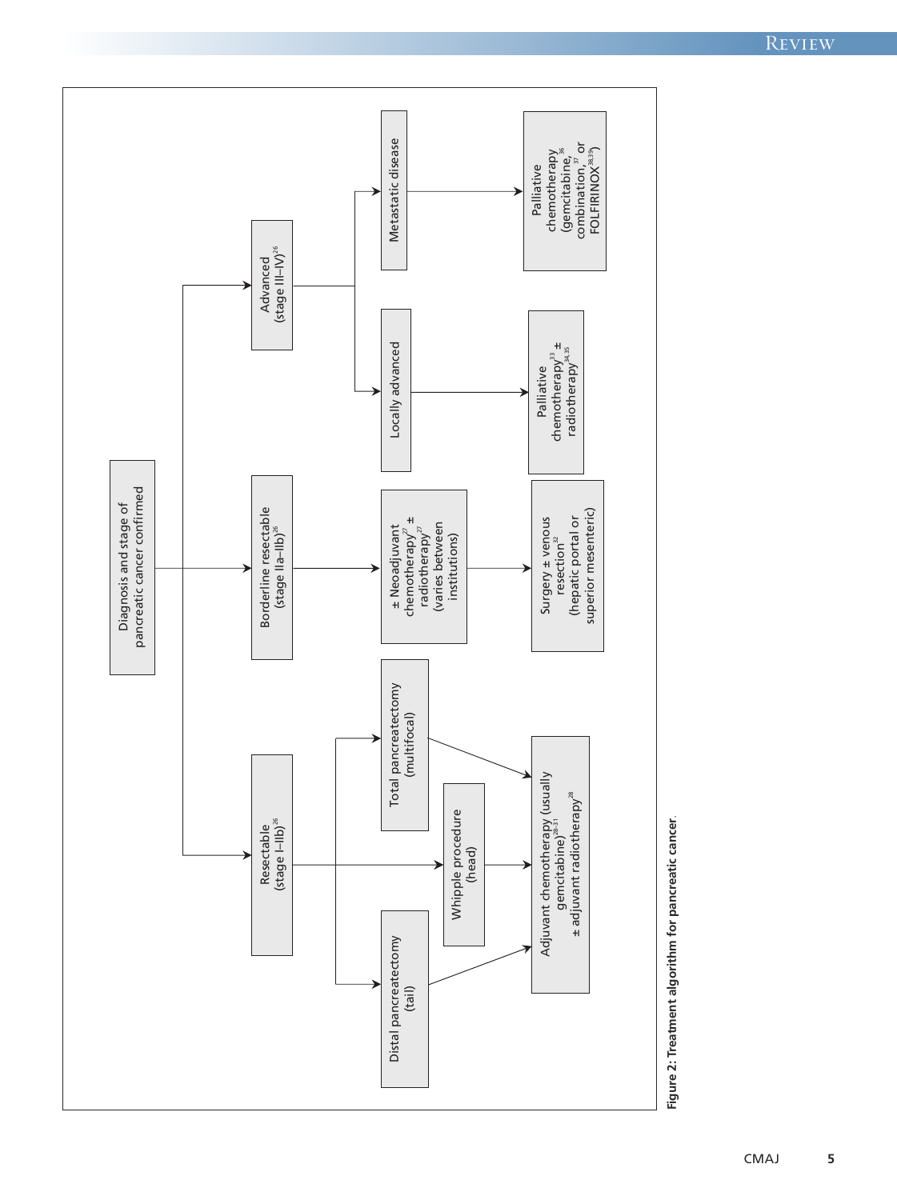Diagnosis and stage of pancreatic cancer confirmed

- Resectable (stage I–IIb)[26]
  - Distal pancreatectomy (tail)
  - Whipple procedure (head)
  - Total pancreatectomy (multifocal)
  - → Adjuvant chemotherapy (usually gemcitabine)[28–31] ± adjuvant radiotherapy[28]
- Borderline resectable (stage IIa–IIb)[26]
  - → ± Neoadjuvant chemotherapy[27] ± radiotherapy[27] (varies between institutions)
  - → Surgery ± venous resection[32] (hepatic portal or superior mesenteric)
- Advanced (stage III–IV)[26]
  - Locally advanced → Palliative chemotherapy[33] ± radiotherapy[34,35]
  - Metastatic disease → Palliative chemotherapy (gemcitabine,[36] combination,[37] or FOLFIRINOX[38,39])

**Figure 2: Treatment algorithm for pancreatic cancer.**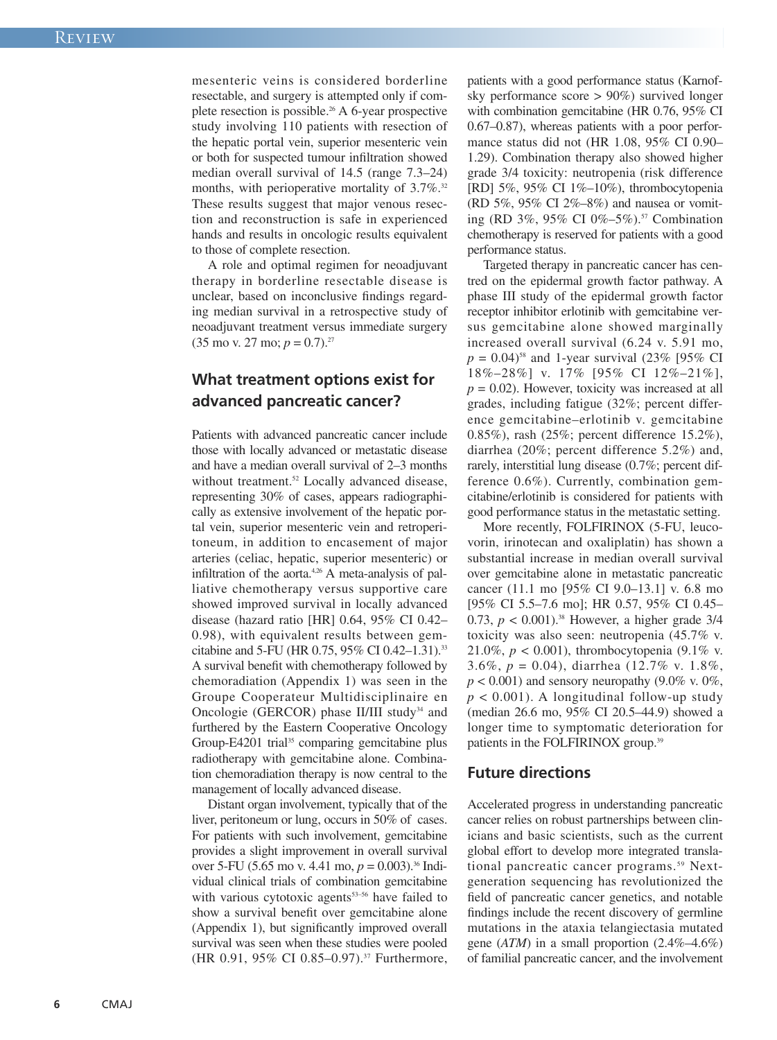mesenteric veins is considered borderline resectable, and surgery is attempted only if complete resection is possible.[26] A 6-year prospective study involving 110 patients with resection of the hepatic portal vein, superior mesenteric vein or both for suspected tumour infiltration showed median overall survival of 14.5 (range 7.3–24) months, with perioperative mortality of 3.7%.[32] These results suggest that major venous resection and reconstruction is safe in experienced hands and results in oncologic results equivalent to those of complete resection.

A role and optimal regimen for neoadjuvant therapy in borderline resectable disease is unclear, based on inconclusive findings regarding median survival in a retrospective study of neoadjuvant treatment versus immediate surgery (35 mo v. 27 mo; $p = 0.7$).[27]

## What treatment options exist for advanced pancreatic cancer?

Patients with advanced pancreatic cancer include those with locally advanced or metastatic disease and have a median overall survival of 2–3 months without treatment.[52] Locally advanced disease, representing 30% of cases, appears radiographically as extensive involvement of the hepatic portal vein, superior mesenteric vein and retroperitoneum, in addition to encasement of major arteries (celiac, hepatic, superior mesenteric) or infiltration of the aorta.[4,26] A meta-analysis of palliative chemotherapy versus supportive care showed improved survival in locally advanced disease (hazard ratio [HR] 0.64, 95% CI 0.42–0.98), with equivalent results between gemcitabine and 5-FU (HR 0.75, 95% CI 0.42–1.31).[33] A survival benefit with chemotherapy followed by chemoradiation (Appendix 1) was seen in the Groupe Cooperateur Multidisciplinaire en Oncologie (GERCOR) phase II/III study[34] and furthered by the Eastern Cooperative Oncology Group-E4201 trial[35] comparing gemcitabine plus radiotherapy with gemcitabine alone. Combination chemoradiation therapy is now central to the management of locally advanced disease.

Distant organ involvement, typically that of the liver, peritoneum or lung, occurs in 50% of cases. For patients with such involvement, gemcitabine provides a slight improvement in overall survival over 5-FU (5.65 mo v. 4.41 mo, $p = 0.003$).[36] Individual clinical trials of combination gemcitabine with various cytotoxic agents[53–56] have failed to show a survival benefit over gemcitabine alone (Appendix 1), but significantly improved overall survival was seen when these studies were pooled (HR 0.91, 95% CI 0.85–0.97).[37] Furthermore, patients with a good performance status (Karnofsky performance score > 90%) survived longer with combination gemcitabine (HR 0.76, 95% CI 0.67–0.87), whereas patients with a poor performance status did not (HR 1.08, 95% CI 0.90–1.29). Combination therapy also showed higher grade 3/4 toxicity: neutropenia (risk difference [RD] 5%, 95% CI 1%–10%), thrombocytopenia (RD 5%, 95% CI 2%–8%) and nausea or vomiting (RD 3%, 95% CI 0%–5%).[57] Combination chemotherapy is reserved for patients with a good performance status.

Targeted therapy in pancreatic cancer has centred on the epidermal growth factor pathway. A phase III study of the epidermal growth factor receptor inhibitor erlotinib with gemcitabine versus gemcitabine alone showed marginally increased overall survival (6.24 v. 5.91 mo, $p = 0.04$)[58] and 1-year survival (23% [95% CI 18%–28%] v. 17% [95% CI 12%–21%], $p = 0.02$). However, toxicity was increased at all grades, including fatigue (32%; percent difference gemcitabine–erlotinib v. gemcitabine 0.85%), rash (25%; percent difference 15.2%), diarrhea (20%; percent difference 5.2%) and, rarely, interstitial lung disease (0.7%; percent difference 0.6%). Currently, combination gemcitabine/erlotinib is considered for patients with good performance status in the metastatic setting.

More recently, FOLFIRINOX (5-FU, leucovorin, irinotecan and oxaliplatin) has shown a substantial increase in median overall survival over gemcitabine alone in metastatic pancreatic cancer (11.1 mo [95% CI 9.0–13.1] v. 6.8 mo [95% CI 5.5–7.6 mo]; HR 0.57, 95% CI 0.45–0.73, $p < 0.001$).[38] However, a higher grade 3/4 toxicity was also seen: neutropenia (45.7% v. 21.0%, $p < 0.001$), thrombocytopenia (9.1% v. 3.6%, $p = 0.04$), diarrhea (12.7% v. 1.8%, $p < 0.001$) and sensory neuropathy (9.0% v. 0%, $p < 0.001$). A longitudinal follow-up study (median 26.6 mo, 95% CI 20.5–44.9) showed a longer time to symptomatic deterioration for patients in the FOLFIRINOX group.[39]

## Future directions

Accelerated progress in understanding pancreatic cancer relies on robust partnerships between clinicians and basic scientists, such as the current global effort to develop more integrated translational pancreatic cancer programs.[59] Next-generation sequencing has revolutionized the field of pancreatic cancer genetics, and notable findings include the recent discovery of germline mutations in the ataxia telangiectasia mutated gene (*ATM*) in a small proportion (2.4%–4.6%) of familial pancreatic cancer, and the involvement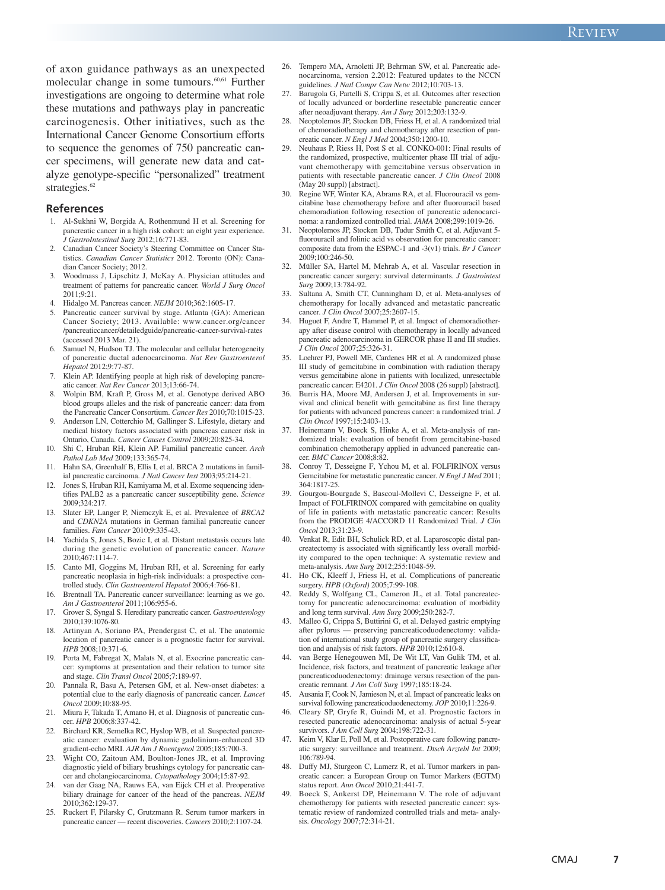of axon guidance pathways as an unexpected molecular change in some tumours.[60,61] Further investigations are ongoing to determine what role these mutations and pathways play in pancreatic carcinogenesis. Other initiatives, such as the International Cancer Genome Consortium efforts to sequence the genomes of 750 pancreatic cancer specimens, will generate new data and catalyze genotype-specific "personalized" treatment strategies.[62]

## References

1. Al-Sukhni W, Borgida A, Rothenmund H et al. Screening for pancreatic cancer in a high risk cohort: an eight year experience. *J GastroIntestinal Surg* 2012;16:771-83.
2. Canadian Cancer Society's Steering Committee on Cancer Statistics. *Canadian Cancer Statistics* 2012. Toronto (ON): Canadian Cancer Society; 2012.
3. Woodmass J, Lipschitz J, McKay A. Physician attitudes and treatment of patterns for pancreatic cancer. *World J Surg Oncol* 2011;9:21.
4. Hidalgo M. Pancreas cancer. *NEJM* 2010;362:1605-17.
5. Pancreatic cancer survival by stage. Atlanta (GA): American Cancer Society; 2013. Available: www.cancer.org/cancer/pancreaticcancer/detailedguide/pancreatic-cancer-survival-rates (accessed 2013 Mar. 21).
6. Samuel N, Hudson TJ. The molecular and cellular heterogeneity of pancreatic ductal adenocarcinoma. *Nat Rev Gastroenterol Hepatol* 2012;9:77-87.
7. Klein AP. Identifying people at high risk of developing pancreatic cancer. *Nat Rev Cancer* 2013;13:66-74.
8. Wolpin BM, Kraft P, Gross M, et al. Genotype derived ABO blood groups alleles and the risk of pancreatic cancer: data from the Pancreatic Cancer Consortium. *Cancer Res* 2010;70:1015-23.
9. Anderson LN, Cotterchio M, Gallinger S. Lifestyle, dietary and medical history factors associated with pancreas cancer risk in Ontario, Canada. *Cancer Causes Control* 2009;20:825-34.
10. Shi C, Hruban RH, Klein AP. Familial pancreatic cancer. *Arch Pathol Lab Med* 2009;133:365-74.
11. Hahn SA, Greenhalf B, Ellis I, et al. BRCA 2 mutations in familial pancreatic carcinoma. *J Natl Cancer Inst* 2003;95:214-21.
12. Jones S, Hruban RH, Kamiyama M, et al. Exome sequencing identifies PALB2 as a pancreatic cancer susceptibility gene. *Science* 2009;324:217.
13. Slater EP, Langer P, Niemczyk E, et al. Prevalence of *BRCA2* and *CDKN2A* mutations in German familial pancreatic cancer families. *Fam Cancer* 2010;9:335-43.
14. Yachida S, Jones S, Bozic I, et al. Distant metastasis occurs late during the genetic evolution of pancreatic cancer. *Nature* 2010;467:1114-7.
15. Canto MI, Goggins M, Hruban RH, et al. Screening for early pancreatic neoplasia in high-risk individuals: a prospective controlled study. *Clin Gastroenterol Hepatol* 2006;4:766-81.
16. Brentnall TA. Pancreatic cancer surveillance: learning as we go. *Am J Gastroenterol* 2011;106:955-6.
17. Grover S, Syngal S. Hereditary pancreatic cancer. *Gastroenterology* 2010;139:1076-80.
18. Artinyan A, Soriano PA, Prendergast C, et al. The anatomic location of pancreatic cancer is a prognostic factor for survival. *HPB* 2008;10:371-6.
19. Porta M, Fabregat X, Malats N, et al. Exocrine pancreatic cancer: symptoms at presentation and their relation to tumor site and stage. *Clin Transl Oncol* 2005;7:189-97.
20. Pannala R, Basu A, Petersen GM, et al. New-onset diabetes: a potential clue to the early diagnosis of pancreatic cancer. *Lancet Oncol* 2009;10:88-95.
21. Miura F, Takada T, Amano H, et al. Diagnosis of pancreatic cancer. *HPB* 2006;8:337-42.
22. Birchard KR, Semelka RC, Hyslop WB, et al. Suspected pancreatic cancer: evaluation by dynamic gadolinium-enhanced 3D gradient-echo MRI. *AJR Am J Roentgenol* 2005;185:700-3.
23. Wight CO, Zaitoun AM, Boulton-Jones JR, et al. Improving diagnostic yield of biliary brushings cytology for pancreatic cancer and cholangiocarcinoma. *Cytopathology* 2004;15:87-92.
24. van der Gaag NA, Rauws EA, van Eijck CH et al. Preoperative biliary drainage for cancer of the head of the pancreas. *NEJM* 2010;362:129-37.
25. Ruckert F, Pilarsky C, Grutzmann R. Serum tumor markers in pancreatic cancer — recent discoveries. *Cancers* 2010;2:1107-24.
26. Tempero MA, Arnoletti JP, Behrman SW, et al. Pancreatic adenocarcinoma, version 2.2012: Featured updates to the NCCN guidelines. *J Natl Compr Can Netw* 2012;10:703-13.
27. Barugola G, Partelli S, Crippa S, et al. Outcomes after resection of locally advanced or borderline resectable pancreatic cancer after neoadjuvant therapy. *Am J Surg* 2012;203:132-9.
28. Neoptolemos JP, Stocken DB, Friess H, et al. A randomized trial of chemoradiotherapy and chemotherapy after resection of pancreatic cancer. *N Engl J Med* 2004;350:1200-10.
29. Neuhaus P, Riess H, Post S et al. CONKO-001: Final results of the randomized, prospective, multicenter phase III trial of adjuvant chemotherapy with gemcitabine versus observation in patients with resectable pancreatic cancer. *J Clin Oncol* 2008 (May 20 suppl) [abstract].
30. Regine WF, Winter KA, Abrams RA, et al. Fluorouracil vs gemcitabine base chemotherapy before and after fluorouracil based chemoradiation following resection of pancreatic adenocarcinoma: a randomized controlled trial. *JAMA* 2008;299:1019-26.
31. Neoptolemos JP, Stocken DB, Tudur Smith C, et al. Adjuvant 5-fluorouracil and folinic acid vs observation for pancreatic cancer: composite data from the ESPAC-1 and -3(v1) trials. *Br J Cancer* 2009;100:246-50.
32. Müller SA, Hartel M, Mehrab A, et al. Vascular resection in pancreatic cancer surgery: survival determinants. *J Gastrointest Surg* 2009;13:784-92.
33. Sultana A, Smith CT, Cunningham D, et al. Meta-analyses of chemotherapy for locally advanced and metastatic pancreatic cancer. *J Clin Oncol* 2007;25:2607-15.
34. Huguet F, Andre T, Hammel P, et al. Impact of chemoradiotherapy after disease control with chemotherapy in locally advanced pancreatic adenocarcinoma in GERCOR phase II and III studies. *J Clin Oncol* 2007;25:326-31.
35. Loehrer PJ, Powell ME, Cardenes HR et al. A randomized phase III study of gemcitabine in combination with radiation therapy versus gemcitabine alone in patients with localized, unresectable pancreatic cancer: E4201. *J Clin Oncol* 2008 (26 suppl) [abstract].
36. Burris HA, Moore MJ, Andersen J, et al. Improvements in survival and clinical benefit with gemcitabine as first line therapy for patients with advanced pancreas cancer: a randomized trial. *J Clin Oncol* 1997;15:2403-13.
37. Heinemann V, Boeck S, Hinke A, et al. Meta-analysis of randomized trials: evaluation of benefit from gemcitabine-based combination chemotherapy applied in advanced pancreatic cancer. *BMC Cancer* 2008;8:82.
38. Conroy T, Desseigne F, Ychou M, et al. FOLFIRINOX versus Gemcitabine for metastatic pancreatic cancer. *N Engl J Med* 2011; 364:1817-25.
39. Gourgou-Bourgade S, Bascoul-Mollevi C, Desseigne F, et al. Impact of FOLFIRINOX compared with gemcitabine on quality of life in patients with metastatic pancreatic cancer: Results from the PRODIGE 4/ACCORD 11 Randomized Trial. *J Clin Oncol* 2013;31:23-9.
40. Venkat R, Edit BH, Schulick RD, et al. Laparoscopic distal pancreatectomy is associated with significantly less overall morbidity compared to the open technique: A systematic review and meta-analysis. *Ann Surg* 2012;255:1048-59.
41. Ho CK, Kleeff J, Friess H, et al. Complications of pancreatic surgery. *HPB (Oxford)* 2005;7:99-108.
42. Reddy S, Wolfgang CL, Cameron JL, et al. Total pancreatectomy for pancreatic adenocarcinoma: evaluation of morbidity and long term survival. *Ann Surg* 2009;250:282-7.
43. Malleo G, Crippa S, Buttirini G, et al. Delayed gastric emptying after pylorus — preserving pancreaticoduodenectomy: validation of international study group of pancreatic surgery classification and analysis of risk factors. *HPB* 2010;12:610-8.
44. van Berge Henegouwen MI, De Wit LT, Van Gulik TM, et al. Incidence, risk factors, and treatment of pancreatic leakage after pancreaticoduodenectomy: drainage versus resection of the pancreatic remnant. *J Am Coll Surg* 1997;185:18-24.
45. Ausania F, Cook N, Jamieson N, et al. Impact of pancreatic leaks on survival following pancreaticoduodenectomy. *JOP* 2010;11:226-9.
46. Cleary SP, Gryfe R, Guindi M, et al. Prognostic factors in resected pancreatic adenocarcinoma: analysis of actual 5-year survivors. *J Am Coll Surg* 2004;198:722-31.
47. Keim V, Klar E, Poll M, et al. Postoperative care following pancreatic surgery: surveillance and treatment. *Dtsch Arztebl Int* 2009; 106:789-94.
48. Duffy MJ, Sturgeon C, Lamerz R, et al. Tumor markers in pancreatic cancer: a European Group on Tumor Markers (EGTM) status report. *Ann Oncol* 2010;21:441-7.
49. Boeck S, Ankerst DP, Heinemann V. The role of adjuvant chemotherapy for patients with resected pancreatic cancer: systematic review of randomized controlled trials and meta- analysis. *Oncology* 2007;72:314-21.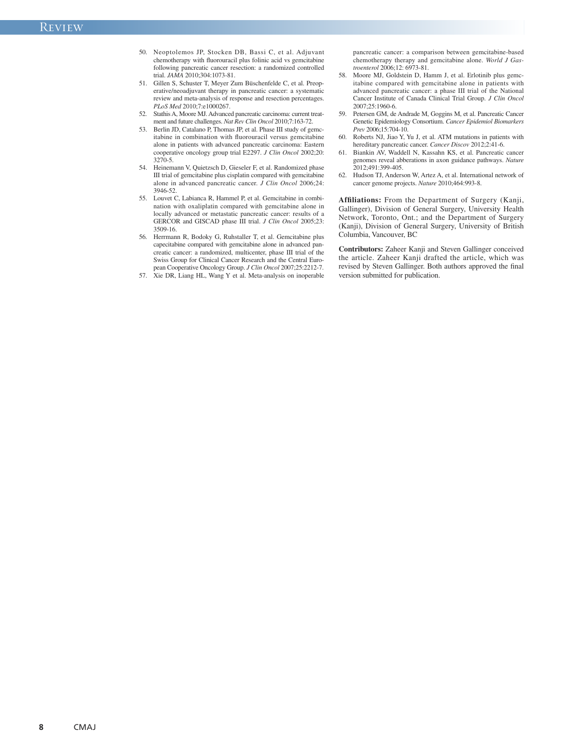50. Neoptolemos JP, Stocken DB, Bassi C, et al. Adjuvant chemotherapy with fluorouracil plus folinic acid vs gemcitabine following pancreatic cancer resection: a randomized controlled trial. *JAMA* 2010;304:1073-81.
51. Gillen S, Schuster T, Meyer Zum Büschenfelde C, et al. Preoperative/neoadjuvant therapy in pancreatic cancer: a systematic review and meta-analysis of response and resection percentages. *PLoS Med* 2010;7:e1000267.
52. Stathis A, Moore MJ. Advanced pancreatic carcinoma: current treatment and future challenges. *Nat Rev Clin Oncol* 2010;7:163-72.
53. Berlin JD, Catalano P, Thomas JP, et al. Phase III study of gemcitabine in combination with fluorouracil versus gemcitabine alone in patients with advanced pancreatic carcinoma: Eastern cooperative oncology group trial E2297. *J Clin Oncol* 2002;20:3270-5.
54. Heinemann V, Quietzsch D, Gieseler F, et al. Randomized phase III trial of gemcitabine plus cisplatin compared with gemcitabine alone in advanced pancreatic cancer. *J Clin Oncol* 2006;24:3946-52.
55. Louvet C, Labianca R, Hammel P, et al. Gemcitabine in combination with oxaliplatin compared with gemcitabine alone in locally advanced or metastatic pancreatic cancer: results of a GERCOR and GISCAD phase III trial. *J Clin Oncol* 2005;23:3509-16.
56. Herrmann R, Bodoky G, Ruhstaller T, et al. Gemcitabine plus capecitabine compared with gemcitabine alone in advanced pancreatic cancer: a randomized, multicenter, phase III trial of the Swiss Group for Clinical Cancer Research and the Central European Cooperative Oncology Group. *J Clin Oncol* 2007;25:2212-7.
57. Xie DR, Liang HL, Wang Y et al. Meta-analysis on inoperable pancreatic cancer: a comparison between gemcitabine-based chemotherapy therapy and gemcitabine alone. *World J Gastroenterol* 2006;12: 6973-81.
58. Moore MJ, Goldstein D, Hamm J, et al. Erlotinib plus gemcitabine compared with gemcitabine alone in patients with advanced pancreatic cancer: a phase III trial of the National Cancer Institute of Canada Clinical Trial Group. *J Clin Oncol* 2007;25:1960-6.
59. Petersen GM, de Andrade M, Goggins M, et al. Pancreatic Cancer Genetic Epidemiology Consortium. *Cancer Epidemiol Biomarkers Prev* 2006;15:704-10.
60. Roberts NJ, Jiao Y, Yu J, et al. ATM mutations in patients with hereditary pancreatic cancer. *Cancer Discov* 2012;2:41-6.
61. Biankin AV, Waddell N, Kassahn KS, et al. Pancreatic cancer genomes reveal abberations in axon guidance pathways. *Nature* 2012;491:399-405.
62. Hudson TJ, Anderson W, Artez A, et al. International network of cancer genome projects. *Nature* 2010;464:993-8.

**Affiliations:** From the Department of Surgery (Kanji, Gallinger), Division of General Surgery, University Health Network, Toronto, Ont.; and the Department of Surgery (Kanji), Division of General Surgery, University of British Columbia, Vancouver, BC

**Contributors:** Zaheer Kanji and Steven Gallinger conceived the article. Zaheer Kanji drafted the article, which was revised by Steven Gallinger. Both authors approved the final version submitted for publication.